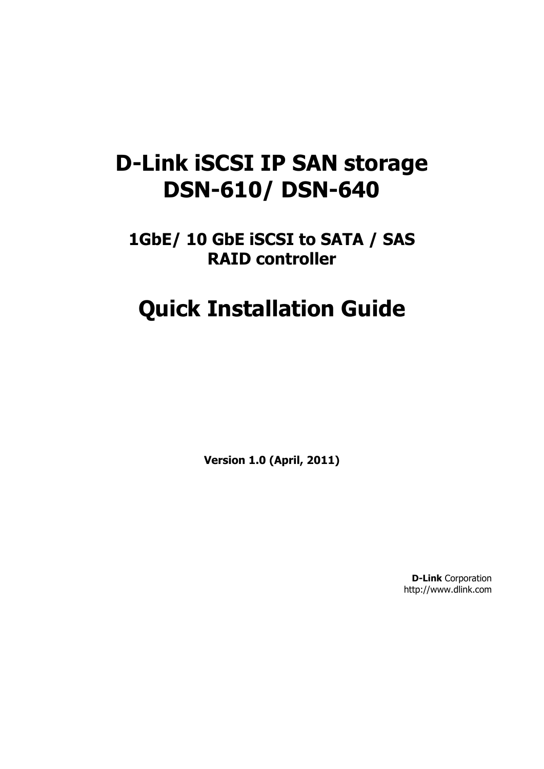# D-Link iSCSI IP SAN storage
# DSN-610/ DSN-640

## 1GbE/ 10 GbE iSCSI to SATA / SAS RAID controller

# Quick Installation Guide

**Version 1.0 (April, 2011)**

**D-Link** Corporation
http://www.dlink.com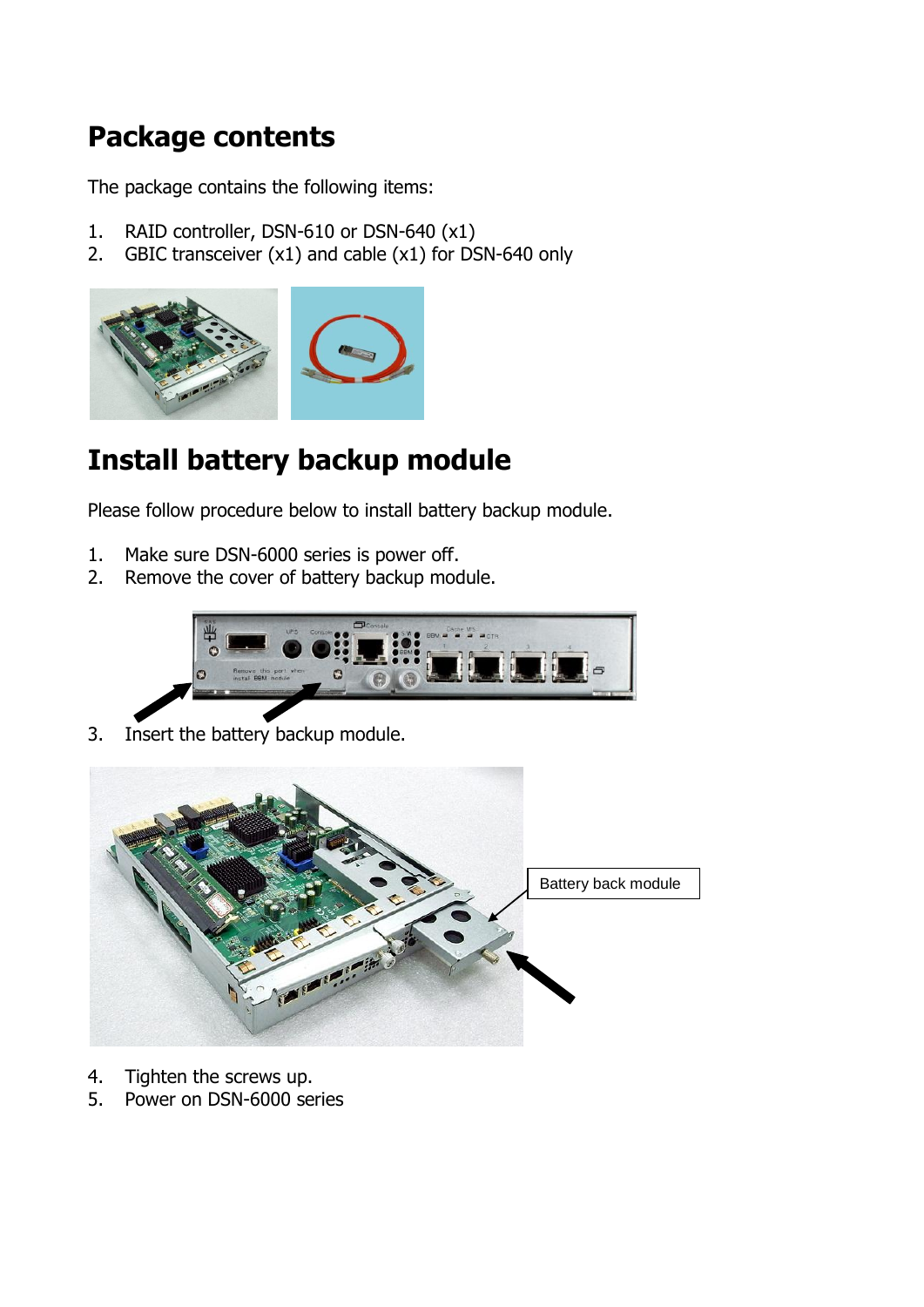## Package contents

The package contains the following items:

1. RAID controller, DSN-610 or DSN-640 (x1)
2. GBIC transceiver (x1) and cable (x1) for DSN-640 only

## Install battery backup module

Please follow procedure below to install battery backup module.

1. Make sure DSN-6000 series is power off.
2. Remove the cover of battery backup module.
3. Insert the battery backup module.

Battery back module

4. Tighten the screws up.
5. Power on DSN-6000 series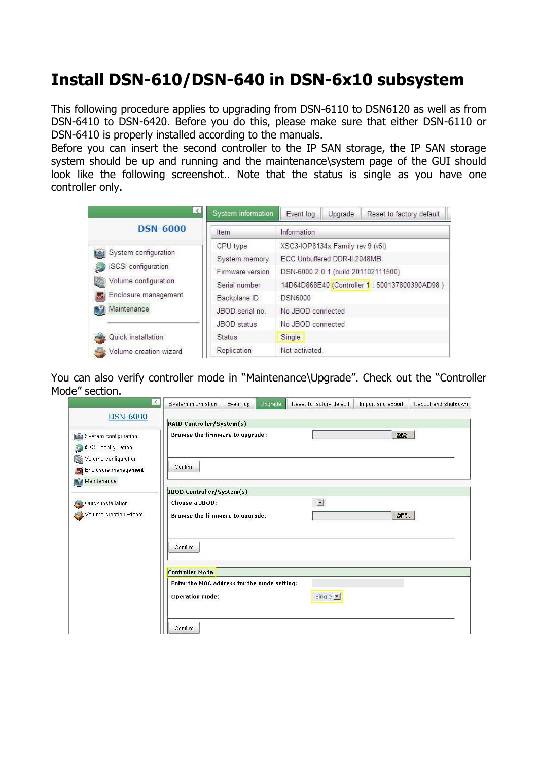# Install DSN-610/DSN-640 in DSN-6x10 subsystem

This following procedure applies to upgrading from DSN-6110 to DSN6120 as well as from DSN-6410 to DSN-6420. Before you do this, please make sure that either DSN-6110 or DSN-6410 is properly installed according to the manuals.
Before you can insert the second controller to the IP SAN storage, the IP SAN storage system should be up and running and the maintenance\system page of the GUI should look like the following screenshot.. Note that the status is single as you have one controller only.

You can also verify controller mode in "Maintenance\Upgrade". Check out the "Controller Mode" section.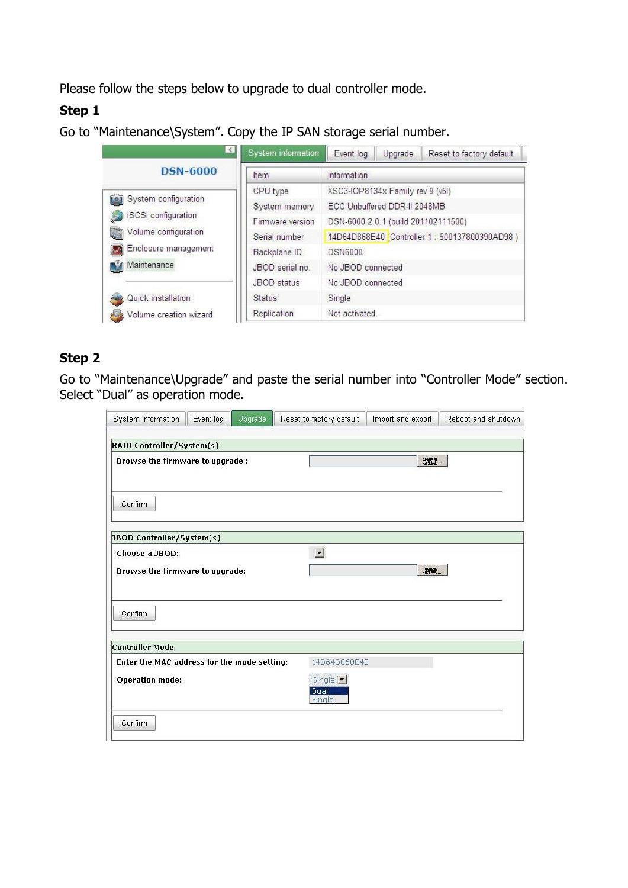Please follow the steps below to upgrade to dual controller mode.

**Step 1**

Go to “Maintenance\System”. Copy the IP SAN storage serial number.

DSN-6000

- System configuration
- iSCSI configuration
- Volume configuration
- Enclosure management
- Maintenance
- Quick installation
- Volume creation wizard

System information | Event log | Upgrade | Reset to factory default

| Item | Information |
|---|---|
| CPU type | XSC3-IOP8134x Family rev 9 (v5l) |
| System memory | ECC Unbuffered DDR-II 2048MB |
| Firmware version | DSN-6000 2.0.1 (build 201102111500) |
| Serial number | 14D64D868E40 (Controller 1 : 500137800390AD98 ) |
| Backplane ID | DSN6000 |
| JBOD serial no. | No JBOD connected |
| JBOD status | No JBOD connected |
| Status | Single |
| Replication | Not activated |

**Step 2**

Go to “Maintenance\Upgrade” and paste the serial number into “Controller Mode” section. Select “Dual” as operation mode.

System information | Event log | Upgrade | Reset to factory default | Import and export | Reboot and shutdown

**RAID Controller/System(s)**

Browse the firmware to upgrade : 瀏覽...

Confirm

**JBOD Controller/System(s)**

Choose a JBOD:

Browse the firmware to upgrade: 瀏覽...

Confirm

**Controller Mode**

Enter the MAC address for the mode setting: 14D64D868E40

Operation mode: Single (Dual / Single)

Confirm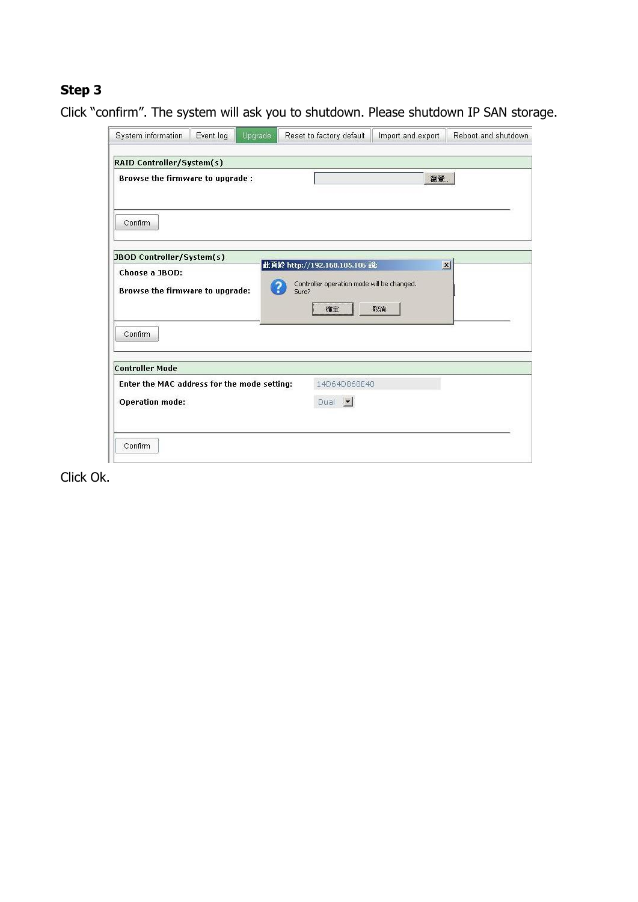**Step 3**

Click “confirm”. The system will ask you to shutdown. Please shutdown IP SAN storage.

System information | Event log | Upgrade | Reset to factory default | Import and export | Reboot and shutdown

**RAID Controller/System(s)**

Browse the firmware to upgrade : 瀏覽..

Confirm

**JBOD Controller/System(s)**

Choose a JBOD:

Browse the firmware to upgrade:

Confirm

此頁於 http://192.168.105.106 說:

Controller operation mode will be changed.
Sure?

確定 取消

**Controller Mode**

Enter the MAC address for the mode setting: 14D64D868E40

Operation mode: Dual

Confirm

Click Ok.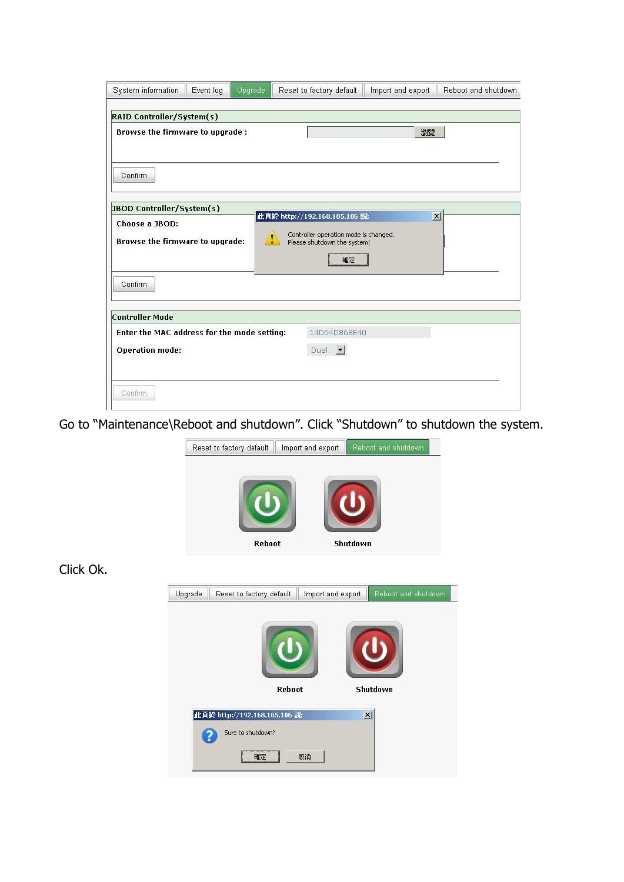Go to “Maintenance\Reboot and shutdown”. Click “Shutdown” to shutdown the system.

Click Ok.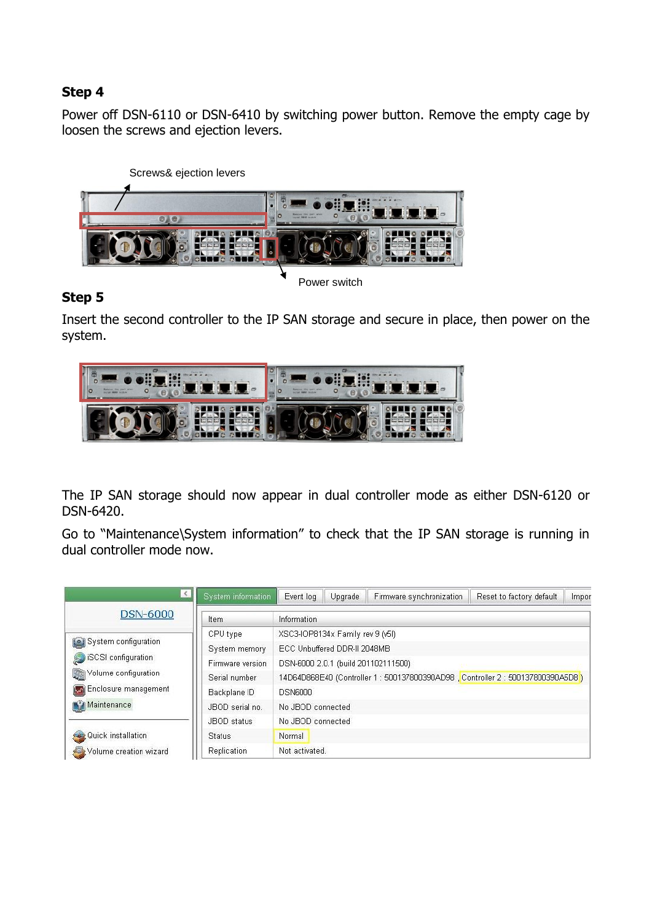**Step 4**

Power off DSN-6110 or DSN-6410 by switching power button. Remove the empty cage by loosen the screws and ejection levers.

Screws& ejection levers

Power switch

**Step 5**

Insert the second controller to the IP SAN storage and secure in place, then power on the system.

The IP SAN storage should now appear in dual controller mode as either DSN-6120 or DSN-6420.

Go to "Maintenance\System information" to check that the IP SAN storage is running in dual controller mode now.

| Item | Information |
| --- | --- |
| CPU type | XSC3-IOP8134x Family rev 9 (v5l) |
| System memory | ECC Unbuffered DDR-II 2048MB |
| Firmware version | DSN-6000 2.0.1 (build 201102111500) |
| Serial number | 14D64D868E40 (Controller 1 : 500137800390AD98 , Controller 2 : 500137800390A5D8 ) |
| Backplane ID | DSN6000 |
| JBOD serial no. | No JBOD connected |
| JBOD status | No JBOD connected |
| Status | Normal |
| Replication | Not activated. |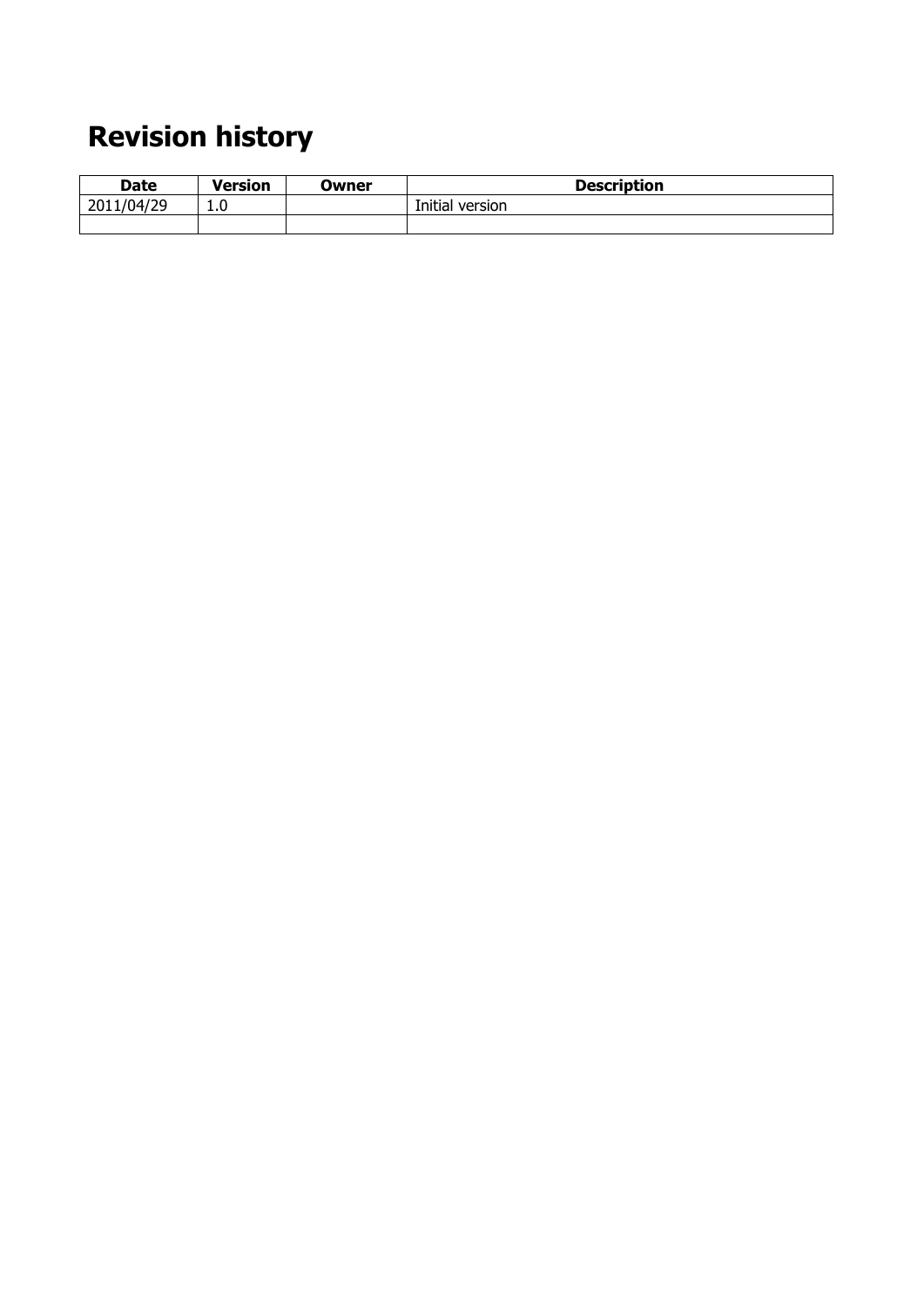# Revision history

| Date | Version | Owner | Description |
|---|---|---|---|
| 2011/04/29 | 1.0 | | Initial version |
| | | | |